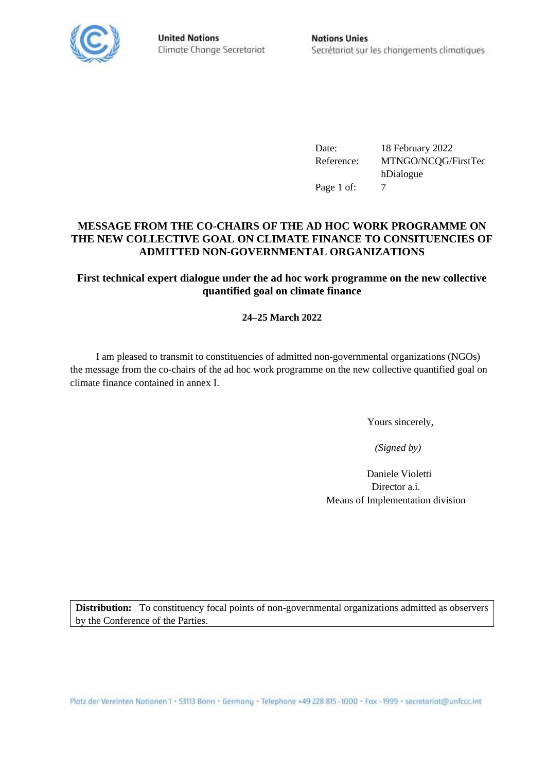United Nations
Climate Change Secretariat

Nations Unies
Secrétariat sur les changements climatiques

| | |
|---|---|
| Date: | 18 February 2022 |
| Reference: | MTNGO/NCQG/FirstTechDialogue |
| Page 1 of: | 7 |

## MESSAGE FROM THE CO-CHAIRS OF THE AD HOC WORK PROGRAMME ON THE NEW COLLECTIVE GOAL ON CLIMATE FINANCE TO CONSITUENCIES OF ADMITTED NON-GOVERNMENTAL ORGANIZATIONS

### First technical expert dialogue under the ad hoc work programme on the new collective quantified goal on climate finance

**24–25 March 2022**

I am pleased to transmit to constituencies of admitted non-governmental organizations (NGOs) the message from the co-chairs of the ad hoc work programme on the new collective quantified goal on climate finance contained in annex I.

Yours sincerely,

*(Signed by)*

Daniele Violetti
Director a.i.
Means of Implementation division

**Distribution:** To constituency focal points of non-governmental organizations admitted as observers by the Conference of the Parties.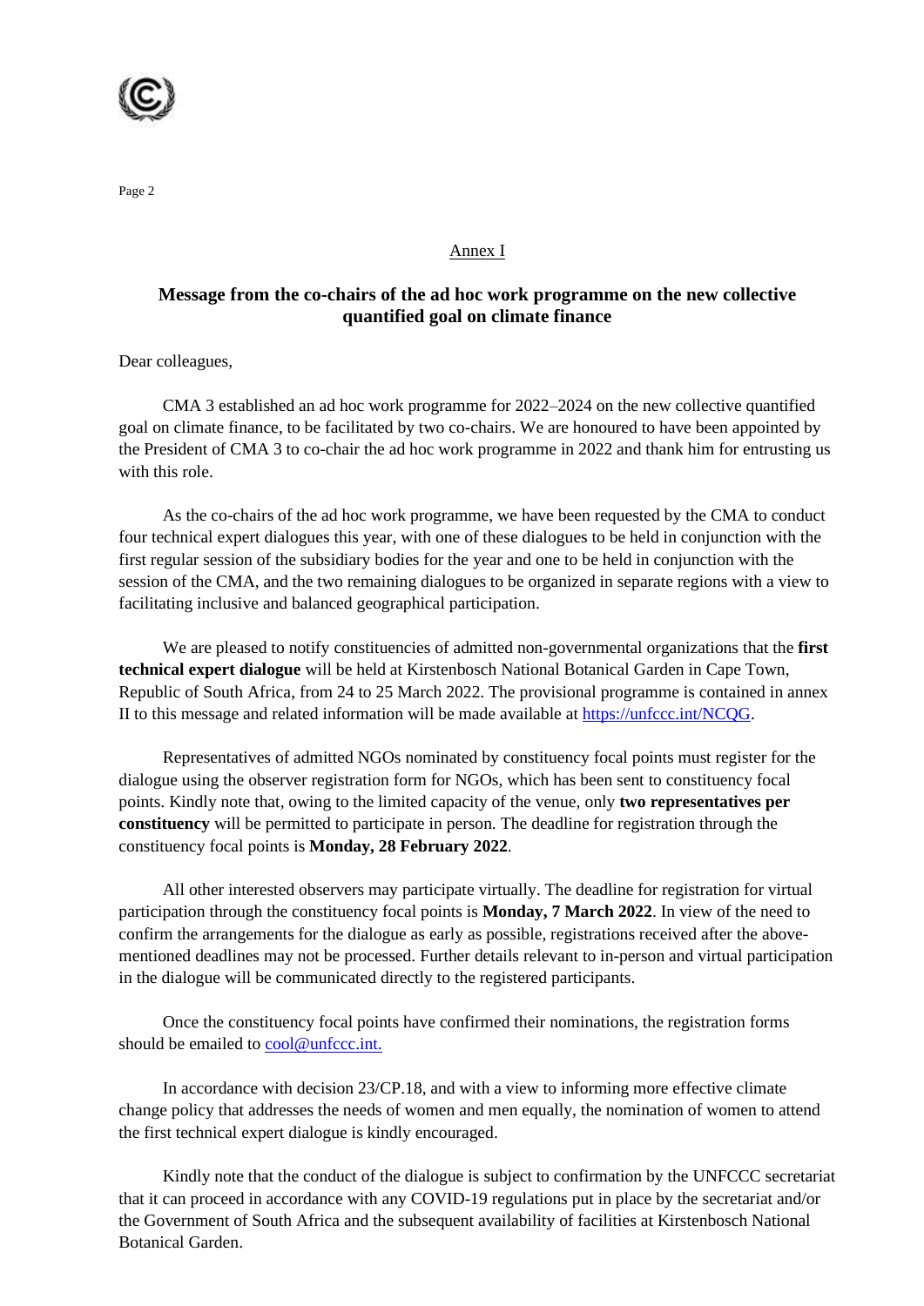Annex I

## Message from the co-chairs of the ad hoc work programme on the new collective quantified goal on climate finance

Dear colleagues,

CMA 3 established an ad hoc work programme for 2022–2024 on the new collective quantified goal on climate finance, to be facilitated by two co-chairs. We are honoured to have been appointed by the President of CMA 3 to co-chair the ad hoc work programme in 2022 and thank him for entrusting us with this role.

As the co-chairs of the ad hoc work programme, we have been requested by the CMA to conduct four technical expert dialogues this year, with one of these dialogues to be held in conjunction with the first regular session of the subsidiary bodies for the year and one to be held in conjunction with the session of the CMA, and the two remaining dialogues to be organized in separate regions with a view to facilitating inclusive and balanced geographical participation.

We are pleased to notify constituencies of admitted non-governmental organizations that the **first technical expert dialogue** will be held at Kirstenbosch National Botanical Garden in Cape Town, Republic of South Africa, from 24 to 25 March 2022. The provisional programme is contained in annex II to this message and related information will be made available at https://unfccc.int/NCQG.

Representatives of admitted NGOs nominated by constituency focal points must register for the dialogue using the observer registration form for NGOs, which has been sent to constituency focal points. Kindly note that, owing to the limited capacity of the venue, only **two representatives per constituency** will be permitted to participate in person. The deadline for registration through the constituency focal points is **Monday, 28 February 2022**.

All other interested observers may participate virtually. The deadline for registration for virtual participation through the constituency focal points is **Monday, 7 March 2022**. In view of the need to confirm the arrangements for the dialogue as early as possible, registrations received after the above-mentioned deadlines may not be processed. Further details relevant to in-person and virtual participation in the dialogue will be communicated directly to the registered participants.

Once the constituency focal points have confirmed their nominations, the registration forms should be emailed to cool@unfccc.int.

In accordance with decision 23/CP.18, and with a view to informing more effective climate change policy that addresses the needs of women and men equally, the nomination of women to attend the first technical expert dialogue is kindly encouraged.

Kindly note that the conduct of the dialogue is subject to confirmation by the UNFCCC secretariat that it can proceed in accordance with any COVID-19 regulations put in place by the secretariat and/or the Government of South Africa and the subsequent availability of facilities at Kirstenbosch National Botanical Garden.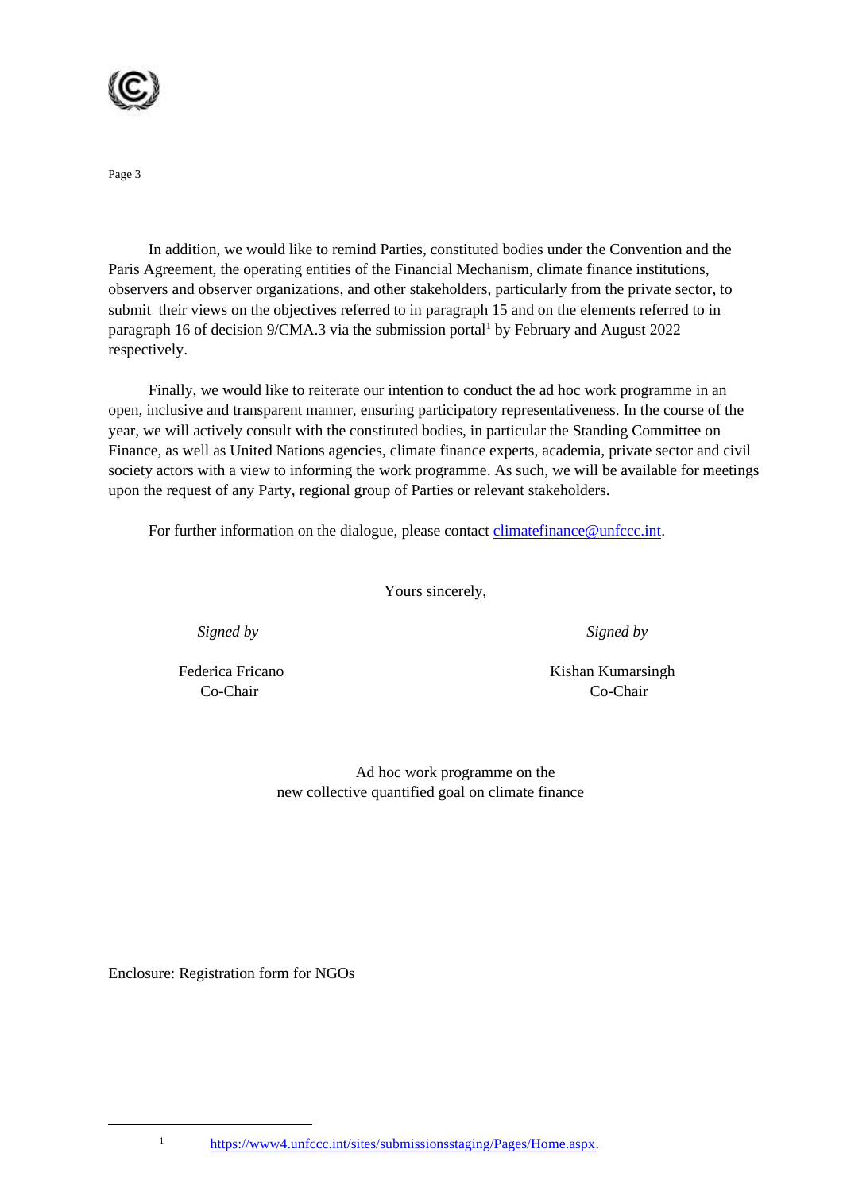In addition, we would like to remind Parties, constituted bodies under the Convention and the Paris Agreement, the operating entities of the Financial Mechanism, climate finance institutions, observers and observer organizations, and other stakeholders, particularly from the private sector, to submit their views on the objectives referred to in paragraph 15 and on the elements referred to in paragraph 16 of decision 9/CMA.3 via the submission portal[1] by February and August 2022 respectively.

Finally, we would like to reiterate our intention to conduct the ad hoc work programme in an open, inclusive and transparent manner, ensuring participatory representativeness. In the course of the year, we will actively consult with the constituted bodies, in particular the Standing Committee on Finance, as well as United Nations agencies, climate finance experts, academia, private sector and civil society actors with a view to informing the work programme. As such, we will be available for meetings upon the request of any Party, regional group of Parties or relevant stakeholders.

For further information on the dialogue, please contact climatefinance@unfccc.int.

Yours sincerely,

*Signed by*

Federica Fricano
Co-Chair

*Signed by*

Kishan Kumarsingh
Co-Chair

Ad hoc work programme on the
new collective quantified goal on climate finance

Enclosure: Registration form for NGOs

[1] https://www4.unfccc.int/sites/submissionsstaging/Pages/Home.aspx.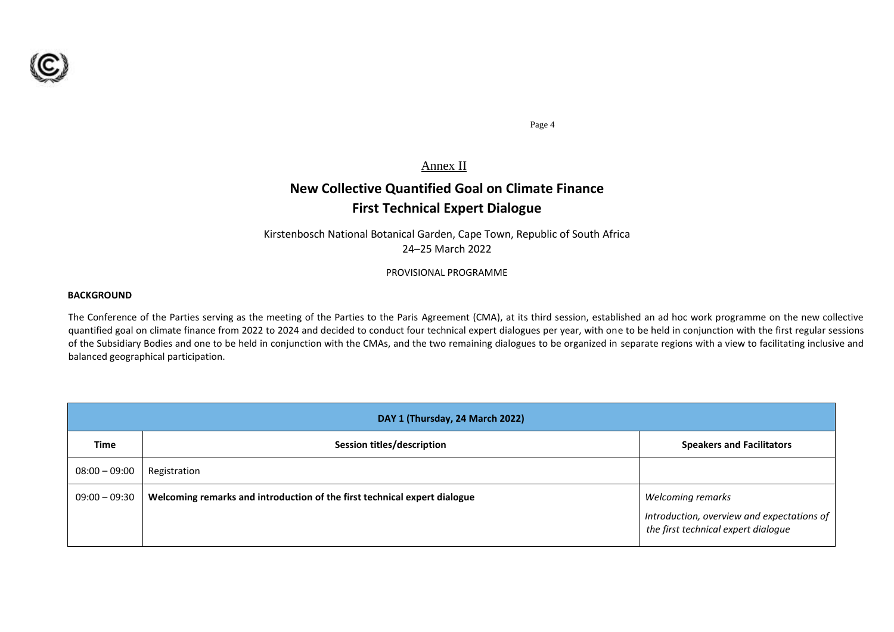Annex II

# New Collective Quantified Goal on Climate Finance
# First Technical Expert Dialogue

Kirstenbosch National Botanical Garden, Cape Town, Republic of South Africa
24–25 March 2022

PROVISIONAL PROGRAMME

**BACKGROUND**

The Conference of the Parties serving as the meeting of the Parties to the Paris Agreement (CMA), at its third session, established an ad hoc work programme on the new collective quantified goal on climate finance from 2022 to 2024 and decided to conduct four technical expert dialogues per year, with one to be held in conjunction with the first regular sessions of the Subsidiary Bodies and one to be held in conjunction with the CMAs, and the two remaining dialogues to be organized in separate regions with a view to facilitating inclusive and balanced geographical participation.

| DAY 1 (Thursday, 24 March 2022) | | |
|---|---|---|
| **Time** | **Session titles/description** | **Speakers and Facilitators** |
| 08:00 – 09:00 | Registration | |
| 09:00 – 09:30 | **Welcoming remarks and introduction of the first technical expert dialogue** | *Welcoming remarks*<br>*Introduction, overview and expectations of the first technical expert dialogue* |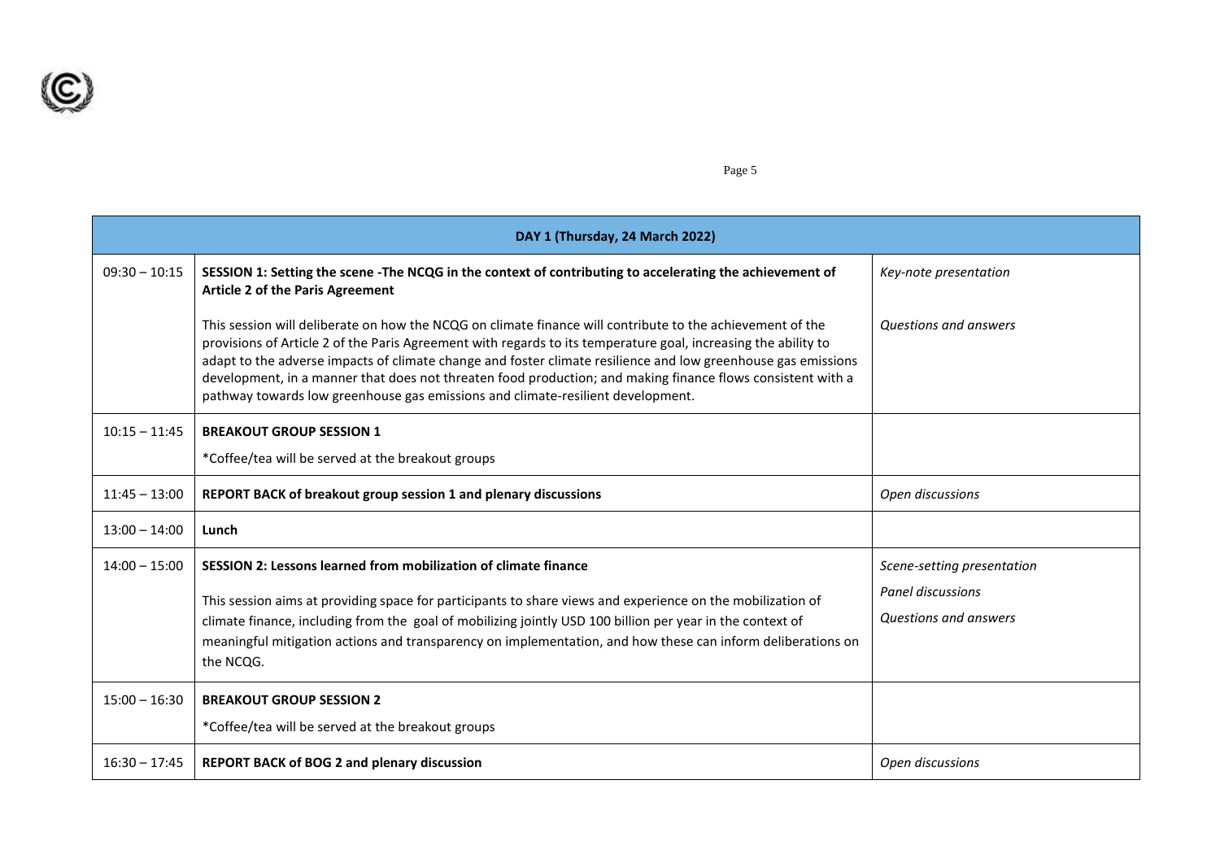| DAY 1 (Thursday, 24 March 2022) | | |
|---|---|---|
| 09:30 – 10:15 | **SESSION 1: Setting the scene -The NCQG in the context of contributing to accelerating the achievement of Article 2 of the Paris Agreement**<br><br>This session will deliberate on how the NCQG on climate finance will contribute to the achievement of the provisions of Article 2 of the Paris Agreement with regards to its temperature goal, increasing the ability to adapt to the adverse impacts of climate change and foster climate resilience and low greenhouse gas emissions development, in a manner that does not threaten food production; and making finance flows consistent with a pathway towards low greenhouse gas emissions and climate-resilient development. | *Key-note presentation*<br><br>*Questions and answers* |
| 10:15 – 11:45 | **BREAKOUT GROUP SESSION 1**<br><br>*Coffee/tea will be served at the breakout groups | |
| 11:45 – 13:00 | **REPORT BACK of breakout group session 1 and plenary discussions** | *Open discussions* |
| 13:00 – 14:00 | **Lunch** | |
| 14:00 – 15:00 | **SESSION 2: Lessons learned from mobilization of climate finance**<br><br>This session aims at providing space for participants to share views and experience on the mobilization of climate finance, including from the goal of mobilizing jointly USD 100 billion per year in the context of meaningful mitigation actions and transparency on implementation, and how these can inform deliberations on the NCQG. | *Scene-setting presentation*<br><br>*Panel discussions*<br><br>*Questions and answers* |
| 15:00 – 16:30 | **BREAKOUT GROUP SESSION 2**<br><br>*Coffee/tea will be served at the breakout groups | |
| 16:30 – 17:45 | **REPORT BACK of BOG 2 and plenary discussion** | *Open discussions* |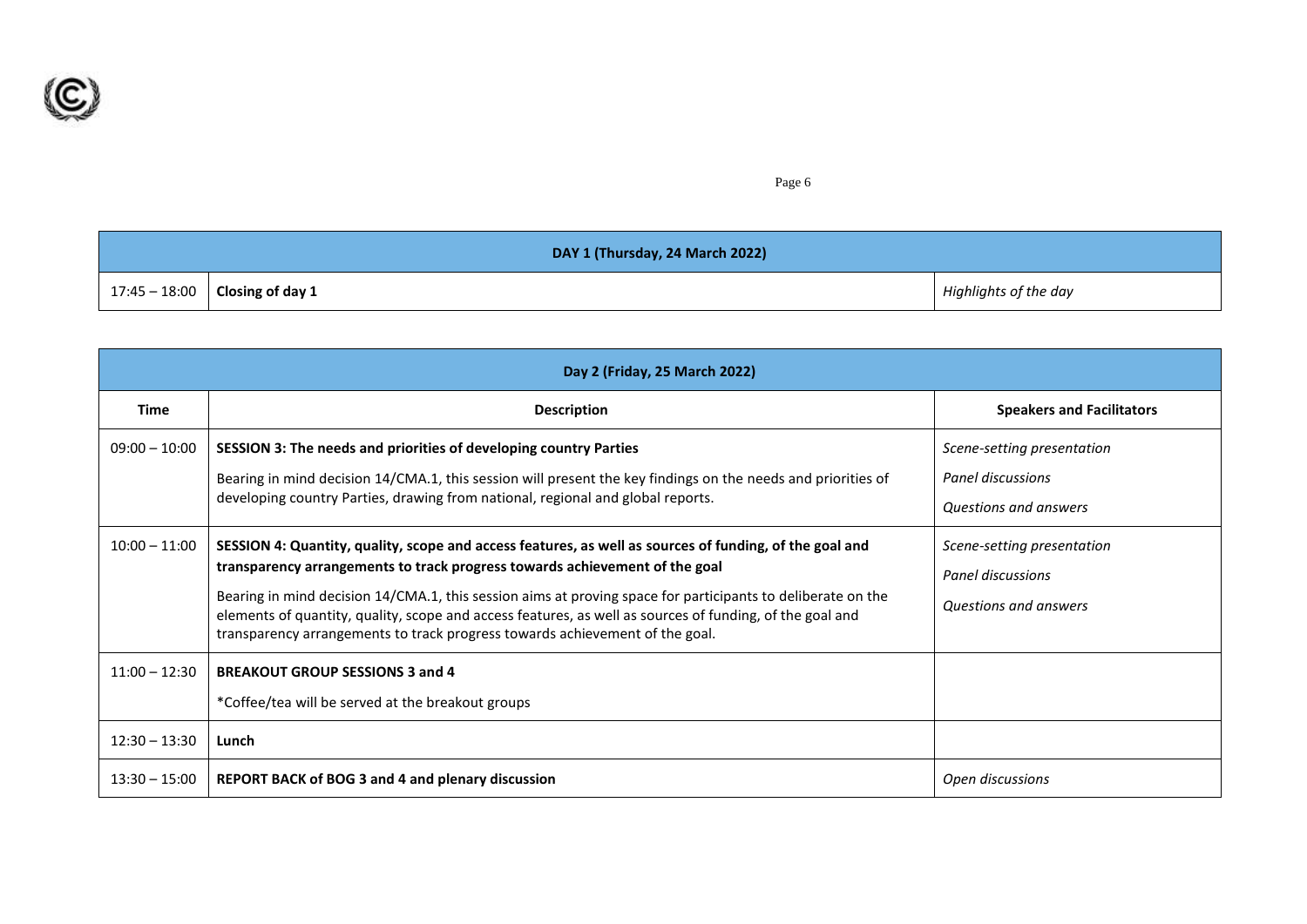| DAY 1 (Thursday, 24 March 2022) | | |
|---|---|---|
| 17:45 – 18:00 | **Closing of day 1** | *Highlights of the day* |

| Day 2 (Friday, 25 March 2022) | | |
|---|---|---|
| **Time** | **Description** | **Speakers and Facilitators** |
| 09:00 – 10:00 | **SESSION 3: The needs and priorities of developing country Parties**<br><br>Bearing in mind decision 14/CMA.1, this session will present the key findings on the needs and priorities of developing country Parties, drawing from national, regional and global reports. | *Scene-setting presentation*<br><br>*Panel discussions*<br><br>*Questions and answers* |
| 10:00 – 11:00 | **SESSION 4: Quantity, quality, scope and access features, as well as sources of funding, of the goal and transparency arrangements to track progress towards achievement of the goal**<br><br>Bearing in mind decision 14/CMA.1, this session aims at proving space for participants to deliberate on the elements of quantity, quality, scope and access features, as well as sources of funding, of the goal and transparency arrangements to track progress towards achievement of the goal. | *Scene-setting presentation*<br><br>*Panel discussions*<br><br>*Questions and answers* |
| 11:00 – 12:30 | **BREAKOUT GROUP SESSIONS 3 and 4**<br><br>*Coffee/tea will be served at the breakout groups | |
| 12:30 – 13:30 | **Lunch** | |
| 13:30 – 15:00 | **REPORT BACK of BOG 3 and 4 and plenary discussion** | *Open discussions* |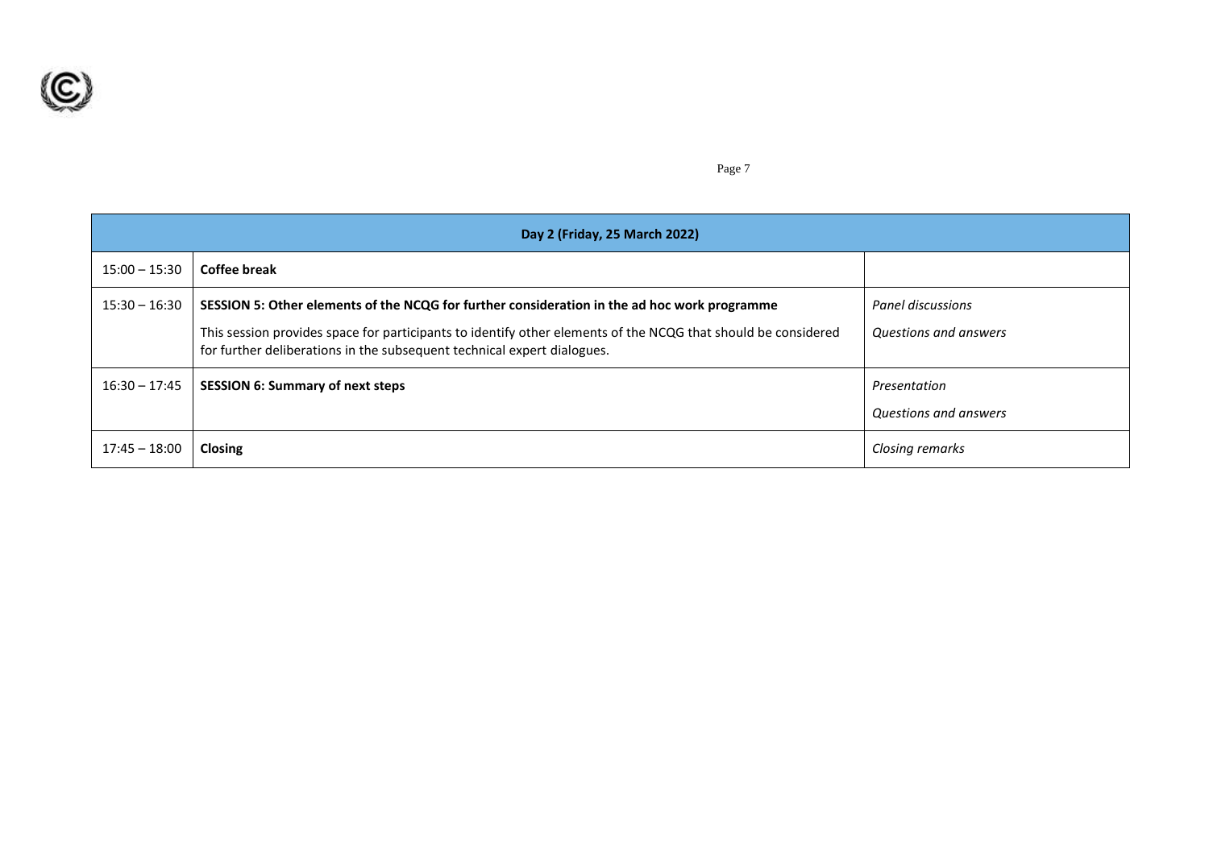| Day 2 (Friday, 25 March 2022) | | |
|---|---|---|
| 15:00 – 15:30 | **Coffee break** | |
| 15:30 – 16:30 | **SESSION 5: Other elements of the NCQG for further consideration in the ad hoc work programme**<br><br>This session provides space for participants to identify other elements of the NCQG that should be considered for further deliberations in the subsequent technical expert dialogues. | *Panel discussions*<br><br>*Questions and answers* |
| 16:30 – 17:45 | **SESSION 6: Summary of next steps** | *Presentation*<br><br>*Questions and answers* |
| 17:45 – 18:00 | **Closing** | *Closing remarks* |